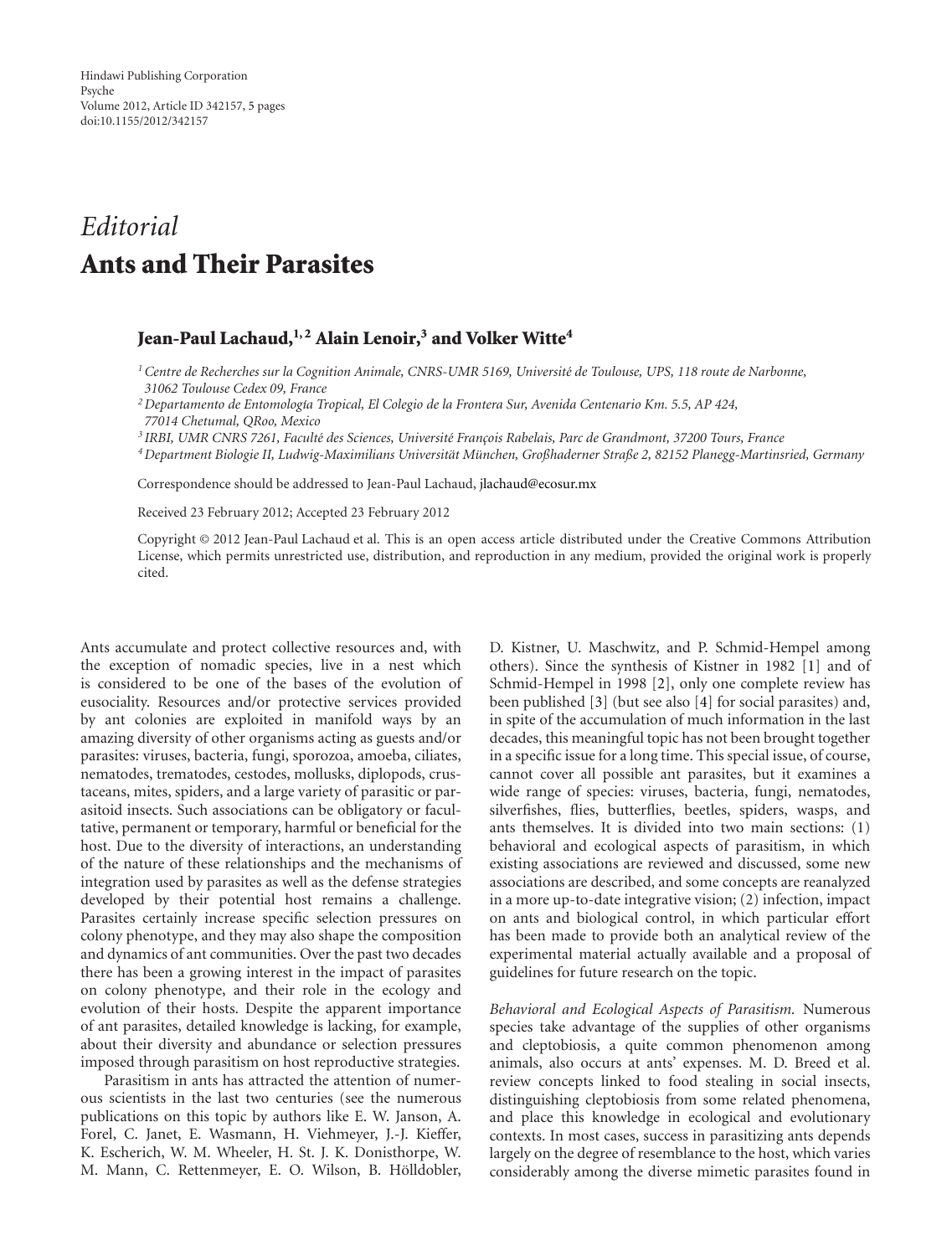Hindawi Publishing Corporation
Psyche
Volume 2012, Article ID 342157, 5 pages
doi:10.1155/2012/342157

*Editorial*

# Ants and Their Parasites

**Jean-Paul Lachaud,[1,2] Alain Lenoir,[3] and Volker Witte[4]**

[1] *Centre de Recherches sur la Cognition Animale, CNRS-UMR 5169, Université de Toulouse, UPS, 118 route de Narbonne, 31062 Toulouse Cedex 09, France*

[2] *Departamento de Entomología Tropical, El Colegio de la Frontera Sur, Avenida Centenario Km. 5.5, AP 424, 77014 Chetumal, QRoo, Mexico*

[3] *IRBI, UMR CNRS 7261, Faculté des Sciences, Université François Rabelais, Parc de Grandmont, 37200 Tours, France*

[4] *Department Biologie II, Ludwig-Maximilians Universität München, Großhaderner Straße 2, 82152 Planegg-Martinsried, Germany*

Correspondence should be addressed to Jean-Paul Lachaud, jlachaud@ecosur.mx

Received 23 February 2012; Accepted 23 February 2012

Copyright © 2012 Jean-Paul Lachaud et al. This is an open access article distributed under the Creative Commons Attribution License, which permits unrestricted use, distribution, and reproduction in any medium, provided the original work is properly cited.

Ants accumulate and protect collective resources and, with the exception of nomadic species, live in a nest which is considered to be one of the bases of the evolution of eusociality. Resources and/or protective services provided by ant colonies are exploited in manifold ways by an amazing diversity of other organisms acting as guests and/or parasites: viruses, bacteria, fungi, sporozoa, amoeba, ciliates, nematodes, trematodes, cestodes, mollusks, diplopods, crustaceans, mites, spiders, and a large variety of parasitic or parasitoid insects. Such associations can be obligatory or facultative, permanent or temporary, harmful or beneficial for the host. Due to the diversity of interactions, an understanding of the nature of these relationships and the mechanisms of integration used by parasites as well as the defense strategies developed by their potential host remains a challenge. Parasites certainly increase specific selection pressures on colony phenotype, and they may also shape the composition and dynamics of ant communities. Over the past two decades there has been a growing interest in the impact of parasites on colony phenotype, and their role in the ecology and evolution of their hosts. Despite the apparent importance of ant parasites, detailed knowledge is lacking, for example, about their diversity and abundance or selection pressures imposed through parasitism on host reproductive strategies.

Parasitism in ants has attracted the attention of numerous scientists in the last two centuries (see the numerous publications on this topic by authors like E. W. Janson, A. Forel, C. Janet, E. Wasmann, H. Viehmeyer, J.-J. Kieffer, K. Escherich, W. M. Wheeler, H. St. J. K. Donisthorpe, W. M. Mann, C. Rettenmeyer, E. O. Wilson, B. Hölldobler, D. Kistner, U. Maschwitz, and P. Schmid-Hempel among others). Since the synthesis of Kistner in 1982 [1] and of Schmid-Hempel in 1998 [2], only one complete review has been published [3] (but see also [4] for social parasites) and, in spite of the accumulation of much information in the last decades, this meaningful topic has not been brought together in a specific issue for a long time. This special issue, of course, cannot cover all possible ant parasites, but it examines a wide range of species: viruses, bacteria, fungi, nematodes, silverfishes, flies, butterflies, beetles, spiders, wasps, and ants themselves. It is divided into two main sections: (1) behavioral and ecological aspects of parasitism, in which existing associations are reviewed and discussed, some new associations are described, and some concepts are reanalyzed in a more up-to-date integrative vision; (2) infection, impact on ants and biological control, in which particular effort has been made to provide both an analytical review of the experimental material actually available and a proposal of guidelines for future research on the topic.

*Behavioral and Ecological Aspects of Parasitism.* Numerous species take advantage of the supplies of other organisms and cleptobiosis, a quite common phenomenon among animals, also occurs at ants' expenses. M. D. Breed et al. review concepts linked to food stealing in social insects, distinguishing cleptobiosis from some related phenomena, and place this knowledge in ecological and evolutionary contexts. In most cases, success in parasitizing ants depends largely on the degree of resemblance to the host, which varies considerably among the diverse mimetic parasites found in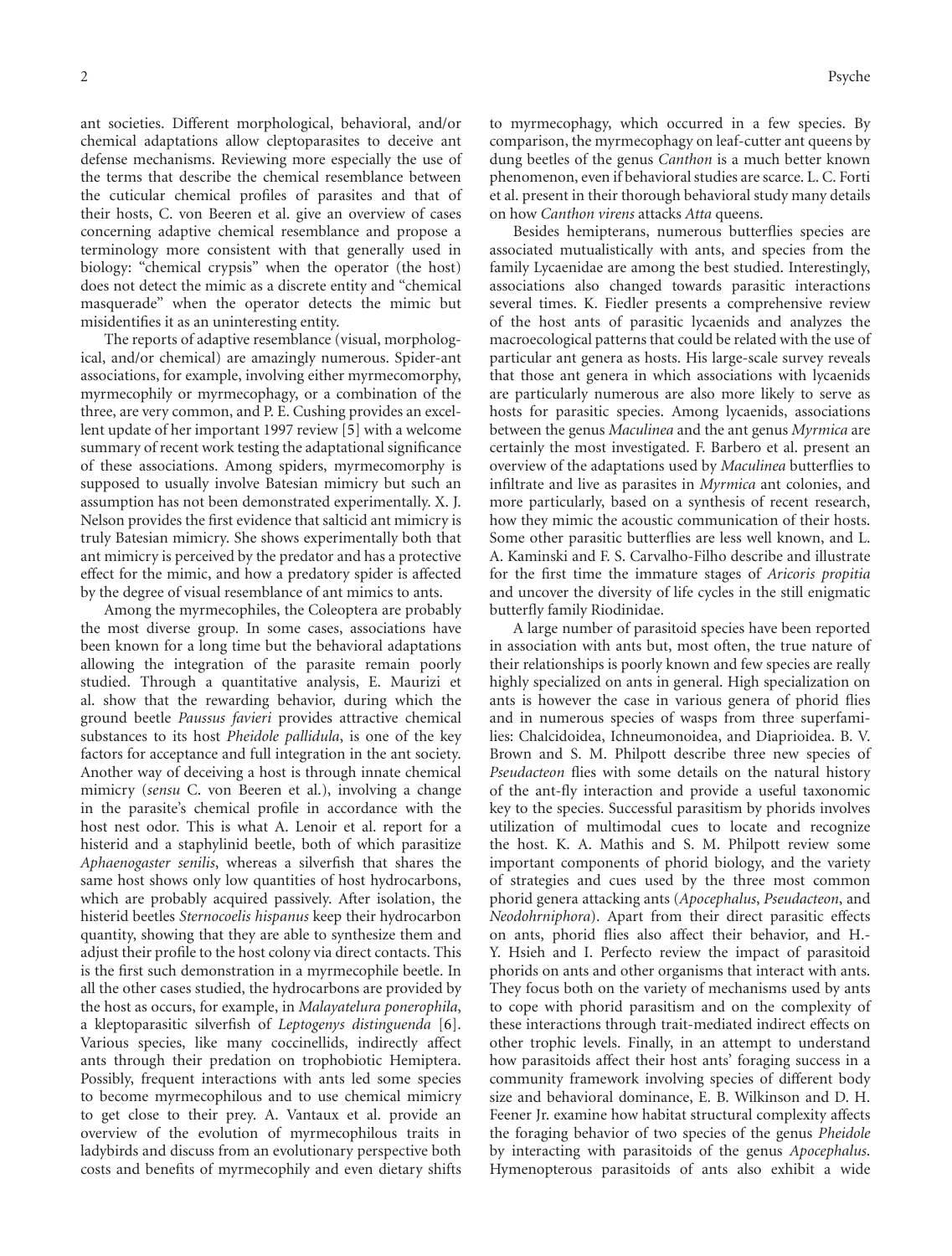ant societies. Different morphological, behavioral, and/or chemical adaptations allow cleptoparasites to deceive ant defense mechanisms. Reviewing more especially the use of the terms that describe the chemical resemblance between the cuticular chemical profiles of parasites and that of their hosts, C. von Beeren et al. give an overview of cases concerning adaptive chemical resemblance and propose a terminology more consistent with that generally used in biology: "chemical crypsis" when the operator (the host) does not detect the mimic as a discrete entity and "chemical masquerade" when the operator detects the mimic but misidentifies it as an uninteresting entity.

The reports of adaptive resemblance (visual, morphological, and/or chemical) are amazingly numerous. Spider-ant associations, for example, involving either myrmecomorphy, myrmecophily or myrmecophagy, or a combination of the three, are very common, and P. E. Cushing provides an excellent update of her important 1997 review [5] with a welcome summary of recent work testing the adaptational significance of these associations. Among spiders, myrmecomorphy is supposed to usually involve Batesian mimicry but such an assumption has not been demonstrated experimentally. X. J. Nelson provides the first evidence that salticid ant mimicry is truly Batesian mimicry. She shows experimentally both that ant mimicry is perceived by the predator and has a protective effect for the mimic, and how a predatory spider is affected by the degree of visual resemblance of ant mimics to ants.

Among the myrmecophiles, the Coleoptera are probably the most diverse group. In some cases, associations have been known for a long time but the behavioral adaptations allowing the integration of the parasite remain poorly studied. Through a quantitative analysis, E. Maurizi et al. show that the rewarding behavior, during which the ground beetle *Paussus favieri* provides attractive chemical substances to its host *Pheidole pallidula*, is one of the key factors for acceptance and full integration in the ant society. Another way of deceiving a host is through innate chemical mimicry (*sensu* C. von Beeren et al.), involving a change in the parasite's chemical profile in accordance with the host nest odor. This is what A. Lenoir et al. report for a histerid and a staphylinid beetle, both of which parasitize *Aphaenogaster senilis*, whereas a silverfish that shares the same host shows only low quantities of host hydrocarbons, which are probably acquired passively. After isolation, the histerid beetles *Sternocoelis hispanus* keep their hydrocarbon quantity, showing that they are able to synthesize them and adjust their profile to the host colony via direct contacts. This is the first such demonstration in a myrmecophile beetle. In all the other cases studied, the hydrocarbons are provided by the host as occurs, for example, in *Malayatelura ponerophila*, a kleptoparasitic silverfish of *Leptogenys distinguenda* [6]. Various species, like many coccinellids, indirectly affect ants through their predation on trophobiotic Hemiptera. Possibly, frequent interactions with ants led some species to become myrmecophilous and to use chemical mimicry to get close to their prey. A. Vantaux et al. provide an overview of the evolution of myrmecophilous traits in ladybirds and discuss from an evolutionary perspective both costs and benefits of myrmecophily and even dietary shifts to myrmecophagy, which occurred in a few species. By comparison, the myrmecophagy on leaf-cutter ant queens by dung beetles of the genus *Canthon* is a much better known phenomenon, even if behavioral studies are scarce. L. C. Forti et al. present in their thorough behavioral study many details on how *Canthon virens* attacks *Atta* queens.

Besides hemipterans, numerous butterflies species are associated mutualistically with ants, and species from the family Lycaenidae are among the best studied. Interestingly, associations also changed towards parasitic interactions several times. K. Fiedler presents a comprehensive review of the host ants of parasitic lycaenids and analyzes the macroecological patterns that could be related with the use of particular ant genera as hosts. His large-scale survey reveals that those ant genera in which associations with lycaenids are particularly numerous are also more likely to serve as hosts for parasitic species. Among lycaenids, associations between the genus *Maculinea* and the ant genus *Myrmica* are certainly the most investigated. F. Barbero et al. present an overview of the adaptations used by *Maculinea* butterflies to infiltrate and live as parasites in *Myrmica* ant colonies, and more particularly, based on a synthesis of recent research, how they mimic the acoustic communication of their hosts. Some other parasitic butterflies are less well known, and L. A. Kaminski and F. S. Carvalho-Filho describe and illustrate for the first time the immature stages of *Aricoris propitia* and uncover the diversity of life cycles in the still enigmatic butterfly family Riodinidae.

A large number of parasitoid species have been reported in association with ants but, most often, the true nature of their relationships is poorly known and few species are really highly specialized on ants in general. High specialization on ants is however the case in various genera of phorid flies and in numerous species of wasps from three superfamilies: Chalcidoidea, Ichneumonoidea, and Diaprioidea. B. V. Brown and S. M. Philpott describe three new species of *Pseudacteon* flies with some details on the natural history of the ant-fly interaction and provide a useful taxonomic key to the species. Successful parasitism by phorids involves utilization of multimodal cues to locate and recognize the host. K. A. Mathis and S. M. Philpott review some important components of phorid biology, and the variety of strategies and cues used by the three most common phorid genera attacking ants (*Apocephalus*, *Pseudacteon*, and *Neodohrniphora*). Apart from their direct parasitic effects on ants, phorid flies also affect their behavior, and H.-Y. Hsieh and I. Perfecto review the impact of parasitoid phorids on ants and other organisms that interact with ants. They focus both on the variety of mechanisms used by ants to cope with phorid parasitism and on the complexity of these interactions through trait-mediated indirect effects on other trophic levels. Finally, in an attempt to understand how parasitoids affect their host ants' foraging success in a community framework involving species of different body size and behavioral dominance, E. B. Wilkinson and D. H. Feener Jr. examine how habitat structural complexity affects the foraging behavior of two species of the genus *Pheidole* by interacting with parasitoids of the genus *Apocephalus*. Hymenopterous parasitoids of ants also exhibit a wide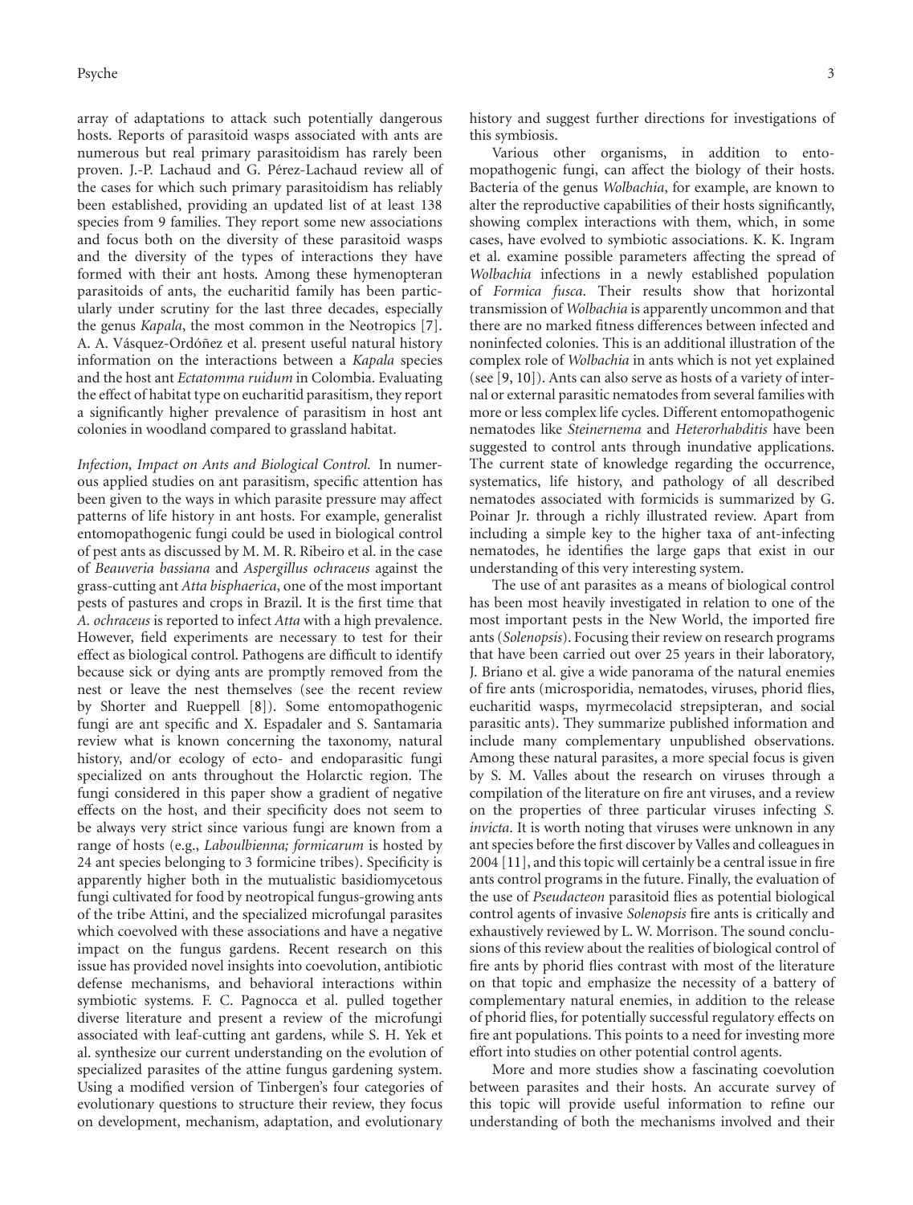array of adaptations to attack such potentially dangerous hosts. Reports of parasitoid wasps associated with ants are numerous but real primary parasitoidism has rarely been proven. J.-P. Lachaud and G. Pérez-Lachaud review all of the cases for which such primary parasitoidism has reliably been established, providing an updated list of at least 138 species from 9 families. They report some new associations and focus both on the diversity of these parasitoid wasps and the diversity of the types of interactions they have formed with their ant hosts. Among these hymenopteran parasitoids of ants, the eucharitid family has been particularly under scrutiny for the last three decades, especially the genus *Kapala*, the most common in the Neotropics [7]. A. A. Vásquez-Ordóñez et al. present useful natural history information on the interactions between a *Kapala* species and the host ant *Ectatomma ruidum* in Colombia. Evaluating the effect of habitat type on eucharitid parasitism, they report a significantly higher prevalence of parasitism in host ant colonies in woodland compared to grassland habitat.

*Infection, Impact on Ants and Biological Control.* In numerous applied studies on ant parasitism, specific attention has been given to the ways in which parasite pressure may affect patterns of life history in ant hosts. For example, generalist entomopathogenic fungi could be used in biological control of pest ants as discussed by M. M. R. Ribeiro et al. in the case of *Beauveria bassiana* and *Aspergillus ochraceus* against the grass-cutting ant *Atta bisphaerica*, one of the most important pests of pastures and crops in Brazil. It is the first time that *A. ochraceus* is reported to infect *Atta* with a high prevalence. However, field experiments are necessary to test for their effect as biological control. Pathogens are difficult to identify because sick or dying ants are promptly removed from the nest or leave the nest themselves (see the recent review by Shorter and Rueppell [8]). Some entomopathogenic fungi are ant specific and X. Espadaler and S. Santamaria review what is known concerning the taxonomy, natural history, and/or ecology of ecto- and endoparasitic fungi specialized on ants throughout the Holarctic region. The fungi considered in this paper show a gradient of negative effects on the host, and their specificity does not seem to be always very strict since various fungi are known from a range of hosts (e.g., *Laboulbienna; formicarum* is hosted by 24 ant species belonging to 3 formicine tribes). Specificity is apparently higher both in the mutualistic basidiomycetous fungi cultivated for food by neotropical fungus-growing ants of the tribe Attini, and the specialized microfungal parasites which coevolved with these associations and have a negative impact on the fungus gardens. Recent research on this issue has provided novel insights into coevolution, antibiotic defense mechanisms, and behavioral interactions within symbiotic systems. F. C. Pagnocca et al. pulled together diverse literature and present a review of the microfungi associated with leaf-cutting ant gardens, while S. H. Yek et al. synthesize our current understanding on the evolution of specialized parasites of the attine fungus gardening system. Using a modified version of Tinbergen's four categories of evolutionary questions to structure their review, they focus on development, mechanism, adaptation, and evolutionary history and suggest further directions for investigations of this symbiosis.

Various other organisms, in addition to entomopathogenic fungi, can affect the biology of their hosts. Bacteria of the genus *Wolbachia*, for example, are known to alter the reproductive capabilities of their hosts significantly, showing complex interactions with them, which, in some cases, have evolved to symbiotic associations. K. K. Ingram et al. examine possible parameters affecting the spread of *Wolbachia* infections in a newly established population of *Formica fusca*. Their results show that horizontal transmission of *Wolbachia* is apparently uncommon and that there are no marked fitness differences between infected and noninfected colonies. This is an additional illustration of the complex role of *Wolbachia* in ants which is not yet explained (see [9, 10]). Ants can also serve as hosts of a variety of internal or external parasitic nematodes from several families with more or less complex life cycles. Different entomopathogenic nematodes like *Steinernema* and *Heterorhabditis* have been suggested to control ants through inundative applications. The current state of knowledge regarding the occurrence, systematics, life history, and pathology of all described nematodes associated with formicids is summarized by G. Poinar Jr. through a richly illustrated review. Apart from including a simple key to the higher taxa of ant-infecting nematodes, he identifies the large gaps that exist in our understanding of this very interesting system.

The use of ant parasites as a means of biological control has been most heavily investigated in relation to one of the most important pests in the New World, the imported fire ants (*Solenopsis*). Focusing their review on research programs that have been carried out over 25 years in their laboratory, J. Briano et al. give a wide panorama of the natural enemies of fire ants (microsporidia, nematodes, viruses, phorid flies, eucharitid wasps, myrmecolacid strepsipteran, and social parasitic ants). They summarize published information and include many complementary unpublished observations. Among these natural parasites, a more special focus is given by S. M. Valles about the research on viruses through a compilation of the literature on fire ant viruses, and a review on the properties of three particular viruses infecting *S. invicta*. It is worth noting that viruses were unknown in any ant species before the first discover by Valles and colleagues in 2004 [11], and this topic will certainly be a central issue in fire ants control programs in the future. Finally, the evaluation of the use of *Pseudacteon* parasitoid flies as potential biological control agents of invasive *Solenopsis* fire ants is critically and exhaustively reviewed by L. W. Morrison. The sound conclusions of this review about the realities of biological control of fire ants by phorid flies contrast with most of the literature on that topic and emphasize the necessity of a battery of complementary natural enemies, in addition to the release of phorid flies, for potentially successful regulatory effects on fire ant populations. This points to a need for investing more effort into studies on other potential control agents.

More and more studies show a fascinating coevolution between parasites and their hosts. An accurate survey of this topic will provide useful information to refine our understanding of both the mechanisms involved and their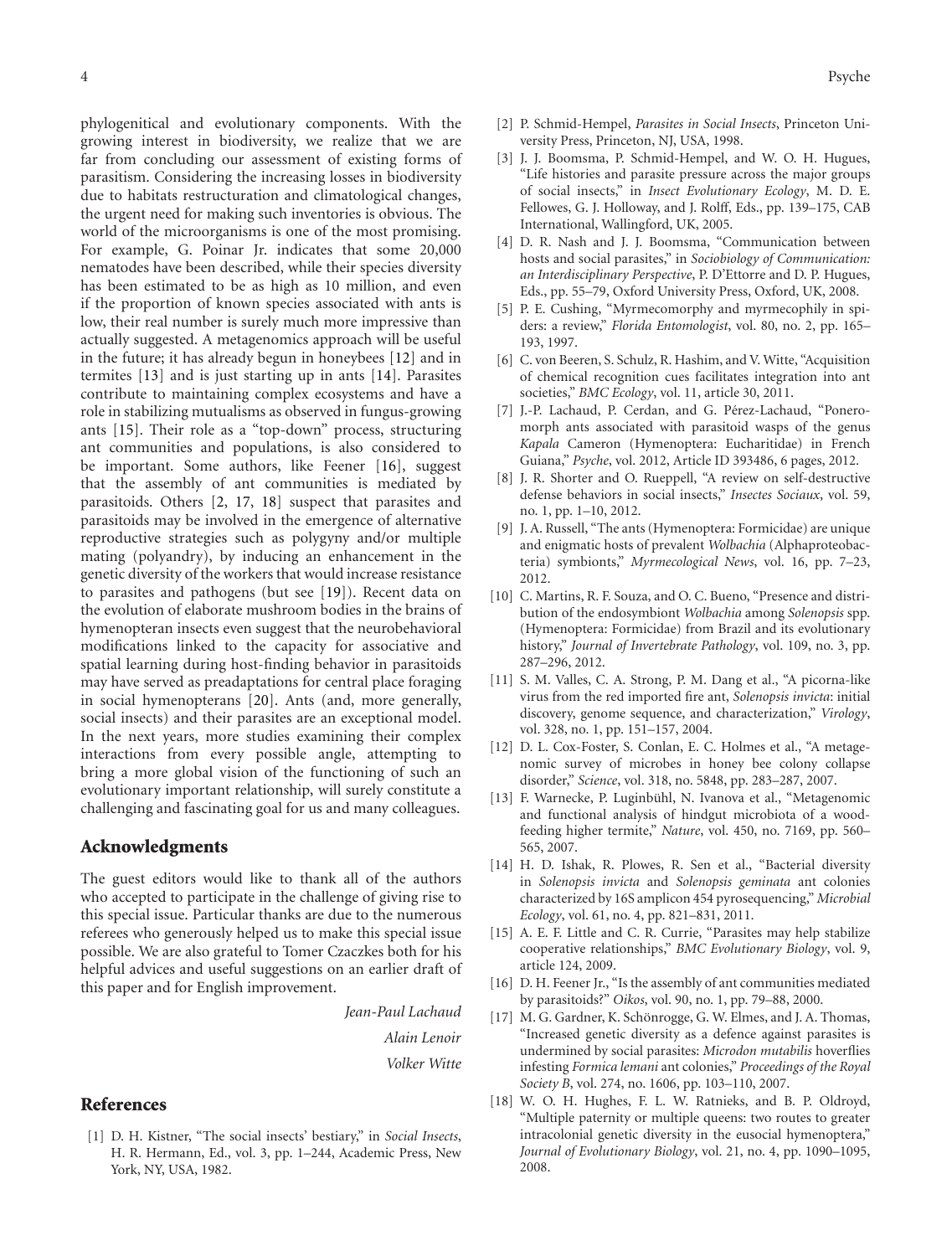phylogenitical and evolutionary components. With the growing interest in biodiversity, we realize that we are far from concluding our assessment of existing forms of parasitism. Considering the increasing losses in biodiversity due to habitats restructuration and climatological changes, the urgent need for making such inventories is obvious. The world of the microorganisms is one of the most promising. For example, G. Poinar Jr. indicates that some 20,000 nematodes have been described, while their species diversity has been estimated to be as high as 10 million, and even if the proportion of known species associated with ants is low, their real number is surely much more impressive than actually suggested. A metagenomics approach will be useful in the future; it has already begun in honeybees [12] and in termites [13] and is just starting up in ants [14]. Parasites contribute to maintaining complex ecosystems and have a role in stabilizing mutualisms as observed in fungus-growing ants [15]. Their role as a "top-down" process, structuring ant communities and populations, is also considered to be important. Some authors, like Feener [16], suggest that the assembly of ant communities is mediated by parasitoids. Others [2, 17, 18] suspect that parasites and parasitoids may be involved in the emergence of alternative reproductive strategies such as polygyny and/or multiple mating (polyandry), by inducing an enhancement in the genetic diversity of the workers that would increase resistance to parasites and pathogens (but see [19]). Recent data on the evolution of elaborate mushroom bodies in the brains of hymenopteran insects even suggest that the neurobehavioral modifications linked to the capacity for associative and spatial learning during host-finding behavior in parasitoids may have served as preadaptations for central place foraging in social hymenopterans [20]. Ants (and, more generally, social insects) and their parasites are an exceptional model. In the next years, more studies examining their complex interactions from every possible angle, attempting to bring a more global vision of the functioning of such an evolutionary important relationship, will surely constitute a challenging and fascinating goal for us and many colleagues.

## Acknowledgments

The guest editors would like to thank all of the authors who accepted to participate in the challenge of giving rise to this special issue. Particular thanks are due to the numerous referees who generously helped us to make this special issue possible. We are also grateful to Tomer Czaczkes both for his helpful advices and useful suggestions on an earlier draft of this paper and for English improvement.

*Jean-Paul Lachaud*

*Alain Lenoir*

*Volker Witte*

## References

[1] D. H. Kistner, "The social insects' bestiary," in *Social Insects*, H. R. Hermann, Ed., vol. 3, pp. 1–244, Academic Press, New York, NY, USA, 1982.

[2] P. Schmid-Hempel, *Parasites in Social Insects*, Princeton University Press, Princeton, NJ, USA, 1998.

[3] J. J. Boomsma, P. Schmid-Hempel, and W. O. H. Hugues, "Life histories and parasite pressure across the major groups of social insects," in *Insect Evolutionary Ecology*, M. D. E. Fellowes, G. J. Holloway, and J. Rolff, Eds., pp. 139–175, CAB International, Wallingford, UK, 2005.

[4] D. R. Nash and J. J. Boomsma, "Communication between hosts and social parasites," in *Sociobiology of Communication: an Interdisciplinary Perspective*, P. D'Ettorre and D. P. Hugues, Eds., pp. 55–79, Oxford University Press, Oxford, UK, 2008.

[5] P. E. Cushing, "Myrmecomorphy and myrmecophily in spiders: a review," *Florida Entomologist*, vol. 80, no. 2, pp. 165–193, 1997.

[6] C. von Beeren, S. Schulz, R. Hashim, and V. Witte, "Acquisition of chemical recognition cues facilitates integration into ant societies," *BMC Ecology*, vol. 11, article 30, 2011.

[7] J.-P. Lachaud, P. Cerdan, and G. Pérez-Lachaud, "Poneromorph ants associated with parasitoid wasps of the genus *Kapala* Cameron (Hymenoptera: Eucharitidae) in French Guiana," *Psyche*, vol. 2012, Article ID 393486, 6 pages, 2012.

[8] J. R. Shorter and O. Rueppell, "A review on self-destructive defense behaviors in social insects," *Insectes Sociaux*, vol. 59, no. 1, pp. 1–10, 2012.

[9] J. A. Russell, "The ants (Hymenoptera: Formicidae) are unique and enigmatic hosts of prevalent *Wolbachia* (Alphaproteobacteria) symbionts," *Myrmecological News*, vol. 16, pp. 7–23, 2012.

[10] C. Martins, R. F. Souza, and O. C. Bueno, "Presence and distribution of the endosymbiont *Wolbachia* among *Solenopsis* spp. (Hymenoptera: Formicidae) from Brazil and its evolutionary history," *Journal of Invertebrate Pathology*, vol. 109, no. 3, pp. 287–296, 2012.

[11] S. M. Valles, C. A. Strong, P. M. Dang et al., "A picorna-like virus from the red imported fire ant, *Solenopsis invicta*: initial discovery, genome sequence, and characterization," *Virology*, vol. 328, no. 1, pp. 151–157, 2004.

[12] D. L. Cox-Foster, S. Conlan, E. C. Holmes et al., "A metagenomic survey of microbes in honey bee colony collapse disorder," *Science*, vol. 318, no. 5848, pp. 283–287, 2007.

[13] F. Warnecke, P. Luginbühl, N. Ivanova et al., "Metagenomic and functional analysis of hindgut microbiota of a wood-feeding higher termite," *Nature*, vol. 450, no. 7169, pp. 560–565, 2007.

[14] H. D. Ishak, R. Plowes, R. Sen et al., "Bacterial diversity in *Solenopsis invicta* and *Solenopsis geminata* ant colonies characterized by 16S amplicon 454 pyrosequencing," *Microbial Ecology*, vol. 61, no. 4, pp. 821–831, 2011.

[15] A. E. F. Little and C. R. Currie, "Parasites may help stabilize cooperative relationships," *BMC Evolutionary Biology*, vol. 9, article 124, 2009.

[16] D. H. Feener Jr., "Is the assembly of ant communities mediated by parasitoids?" *Oikos*, vol. 90, no. 1, pp. 79–88, 2000.

[17] M. G. Gardner, K. Schönrogge, G. W. Elmes, and J. A. Thomas, "Increased genetic diversity as a defence against parasites is undermined by social parasites: *Microdon mutabilis* hoverflies infesting *Formica lemani* ant colonies," *Proceedings of the Royal Society B*, vol. 274, no. 1606, pp. 103–110, 2007.

[18] W. O. H. Hughes, F. L. W. Ratnieks, and B. P. Oldroyd, "Multiple paternity or multiple queens: two routes to greater intracolonial genetic diversity in the eusocial hymenoptera," *Journal of Evolutionary Biology*, vol. 21, no. 4, pp. 1090–1095, 2008.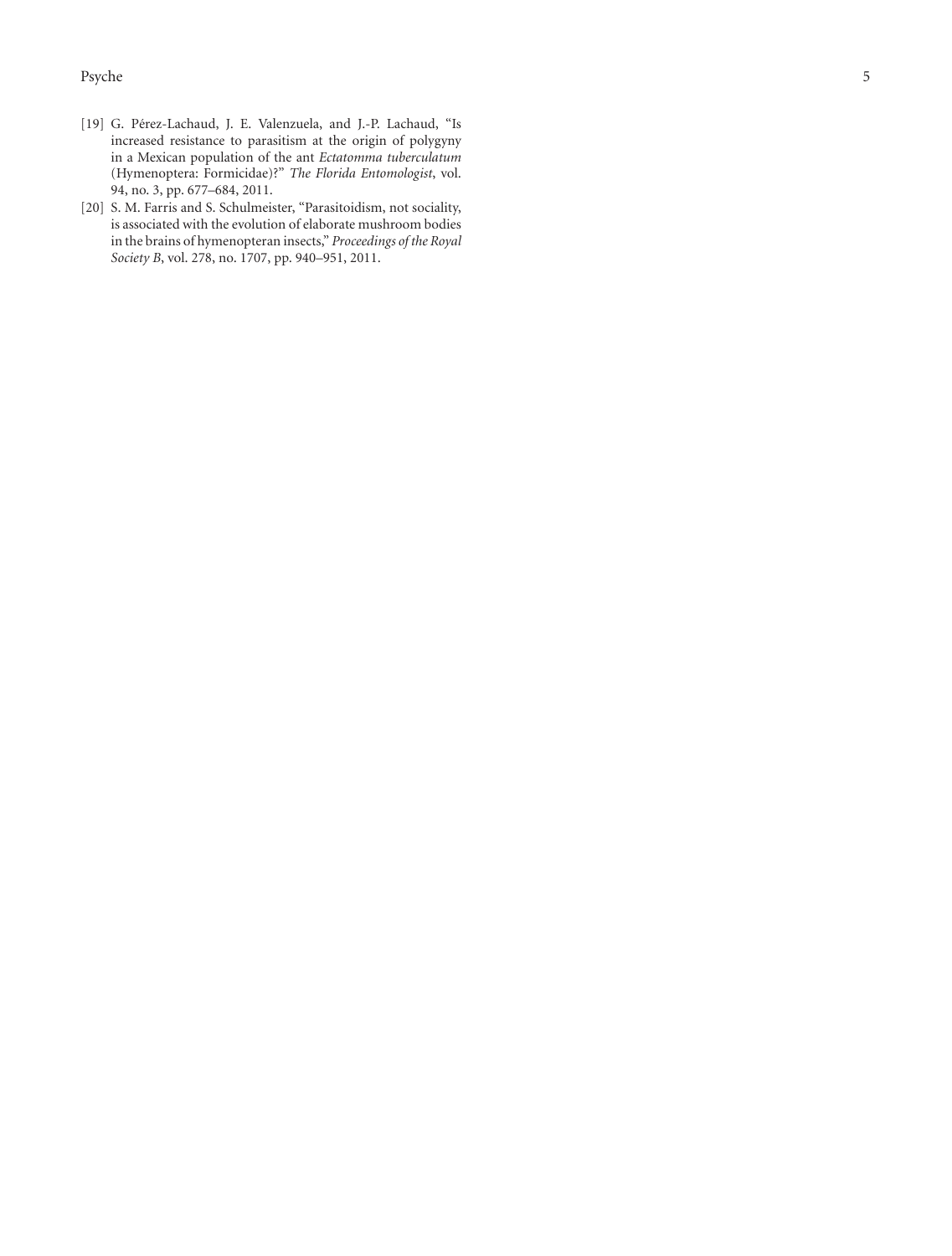[19] G. Pérez-Lachaud, J. E. Valenzuela, and J.-P. Lachaud, "Is increased resistance to parasitism at the origin of polygyny in a Mexican population of the ant *Ectatomma tuberculatum* (Hymenoptera: Formicidae)?" *The Florida Entomologist*, vol. 94, no. 3, pp. 677–684, 2011.

[20] S. M. Farris and S. Schulmeister, "Parasitoidism, not sociality, is associated with the evolution of elaborate mushroom bodies in the brains of hymenopteran insects," *Proceedings of the Royal Society B*, vol. 278, no. 1707, pp. 940–951, 2011.